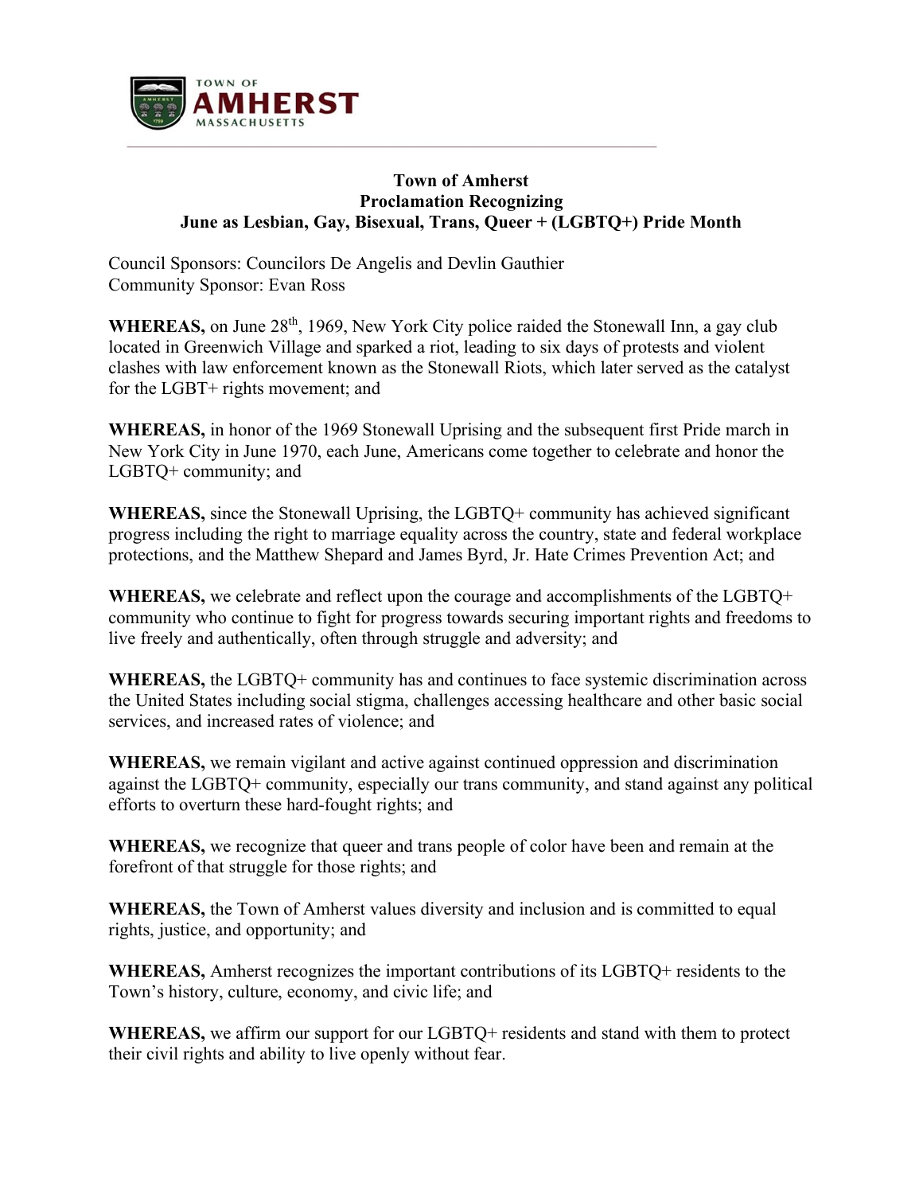TOWN OF
AMHERST
MASSACHUSETTS

**Town of Amherst**
**Proclamation Recognizing**
**June as Lesbian, Gay, Bisexual, Trans, Queer + (LGBTQ+) Pride Month**

Council Sponsors: Councilors De Angelis and Devlin Gauthier
Community Sponsor: Evan Ross

**WHEREAS,** on June 28th, 1969, New York City police raided the Stonewall Inn, a gay club located in Greenwich Village and sparked a riot, leading to six days of protests and violent clashes with law enforcement known as the Stonewall Riots, which later served as the catalyst for the LGBT+ rights movement; and

**WHEREAS,** in honor of the 1969 Stonewall Uprising and the subsequent first Pride march in New York City in June 1970, each June, Americans come together to celebrate and honor the LGBTQ+ community; and

**WHEREAS,** since the Stonewall Uprising, the LGBTQ+ community has achieved significant progress including the right to marriage equality across the country, state and federal workplace protections, and the Matthew Shepard and James Byrd, Jr. Hate Crimes Prevention Act; and

**WHEREAS,** we celebrate and reflect upon the courage and accomplishments of the LGBTQ+ community who continue to fight for progress towards securing important rights and freedoms to live freely and authentically, often through struggle and adversity; and

**WHEREAS,** the LGBTQ+ community has and continues to face systemic discrimination across the United States including social stigma, challenges accessing healthcare and other basic social services, and increased rates of violence; and

**WHEREAS,** we remain vigilant and active against continued oppression and discrimination against the LGBTQ+ community, especially our trans community, and stand against any political efforts to overturn these hard-fought rights; and

**WHEREAS,** we recognize that queer and trans people of color have been and remain at the forefront of that struggle for those rights; and

**WHEREAS,** the Town of Amherst values diversity and inclusion and is committed to equal rights, justice, and opportunity; and

**WHEREAS,** Amherst recognizes the important contributions of its LGBTQ+ residents to the Town's history, culture, economy, and civic life; and

**WHEREAS,** we affirm our support for our LGBTQ+ residents and stand with them to protect their civil rights and ability to live openly without fear.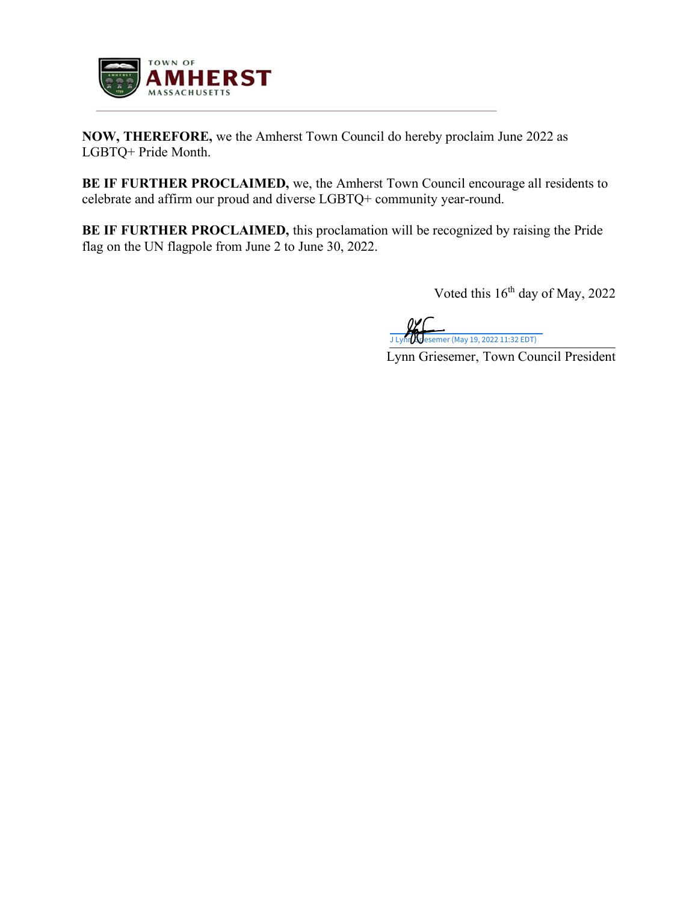**NOW, THEREFORE,** we the Amherst Town Council do hereby proclaim June 2022 as LGBTQ+ Pride Month.

**BE IF FURTHER PROCLAIMED,** we, the Amherst Town Council encourage all residents to celebrate and affirm our proud and diverse LGBTQ+ community year-round.

**BE IF FURTHER PROCLAIMED,** this proclamation will be recognized by raising the Pride flag on the UN flagpole from June 2 to June 30, 2022.

Voted this 16th day of May, 2022

J Lynn Griesemer (May 19, 2022 11:32 EDT)

Lynn Griesemer, Town Council President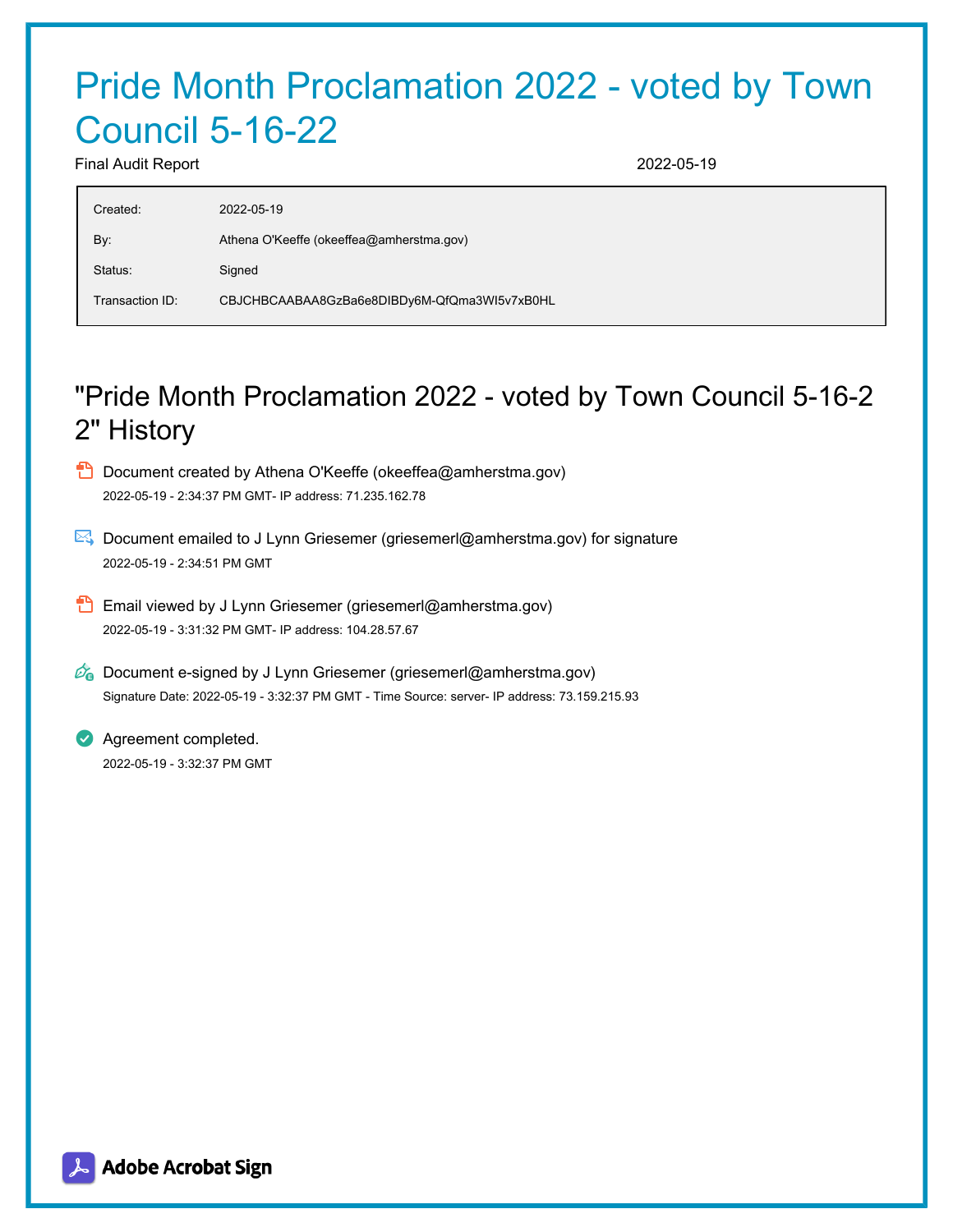# Pride Month Proclamation 2022 - voted by Town Council 5-16-22

Final Audit Report 2022-05-19

| | |
|---|---|
| Created: | 2022-05-19 |
| By: | Athena O'Keeffe (okeeffea@amherstma.gov) |
| Status: | Signed |
| Transaction ID: | CBJCHBCAABAA8GzBa6e8DIBDy6M-QfQma3WI5v7xB0HL |

## "Pride Month Proclamation 2022 - voted by Town Council 5-16-22" History

- Document created by Athena O'Keeffe (okeeffea@amherstma.gov)
  2022-05-19 - 2:34:37 PM GMT- IP address: 71.235.162.78

- Document emailed to J Lynn Griesemer (griesemerl@amherstma.gov) for signature
  2022-05-19 - 2:34:51 PM GMT

- Email viewed by J Lynn Griesemer (griesemerl@amherstma.gov)
  2022-05-19 - 3:31:32 PM GMT- IP address: 104.28.57.67

- Document e-signed by J Lynn Griesemer (griesemerl@amherstma.gov)
  Signature Date: 2022-05-19 - 3:32:37 PM GMT - Time Source: server- IP address: 73.159.215.93

- Agreement completed.
  2022-05-19 - 3:32:37 PM GMT

Adobe Acrobat Sign